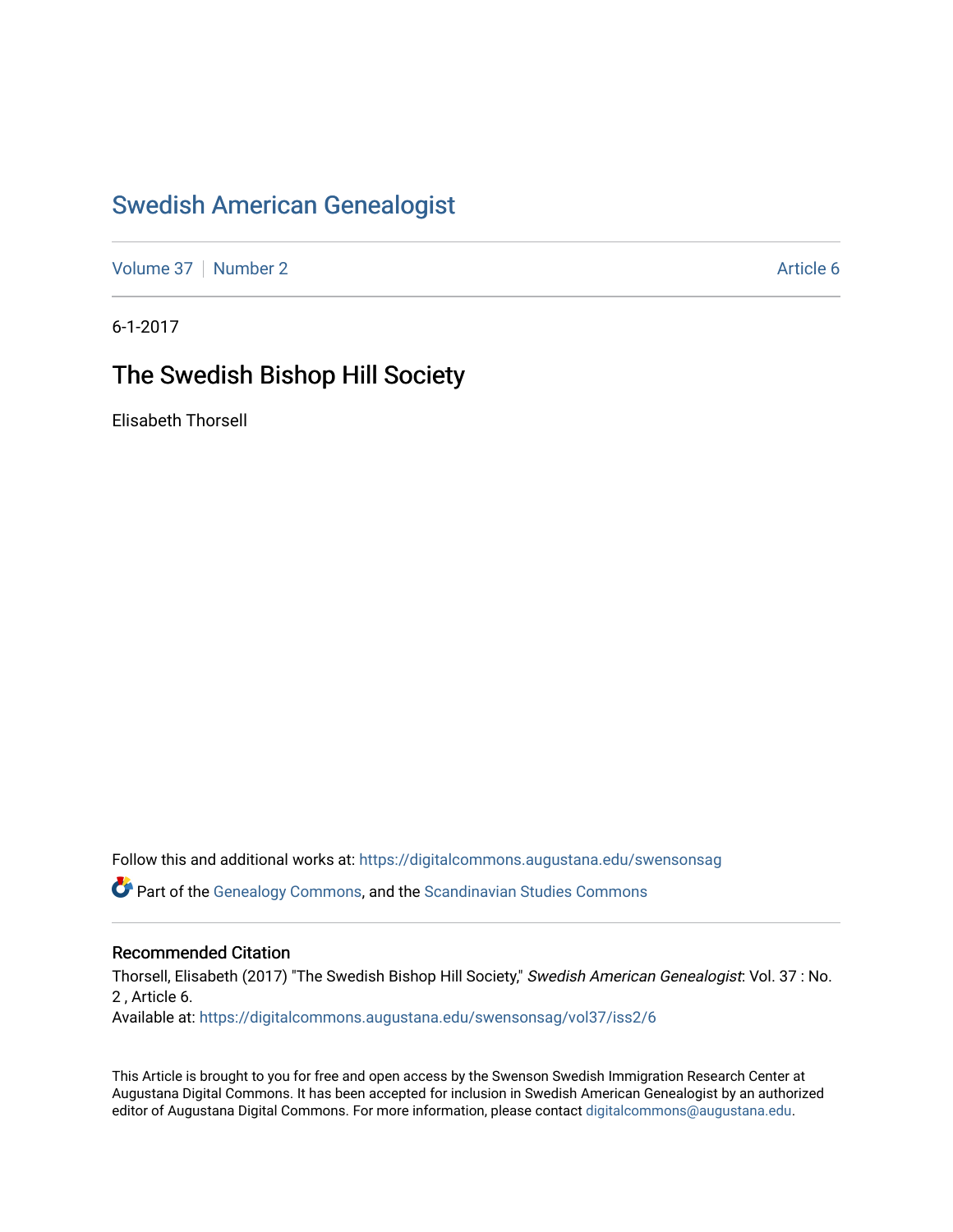# Swedish American Genealogist

Volume 37 | Number 2 | Article 6

6-1-2017

## The Swedish Bishop Hill Society

Elisabeth Thorsell

Follow this and additional works at: https://digitalcommons.augustana.edu/swensonsag

Part of the Genealogy Commons, and the Scandinavian Studies Commons

### Recommended Citation

Thorsell, Elisabeth (2017) "The Swedish Bishop Hill Society," *Swedish American Genealogist*: Vol. 37 : No. 2 , Article 6.
Available at: https://digitalcommons.augustana.edu/swensonsag/vol37/iss2/6

This Article is brought to you for free and open access by the Swenson Swedish Immigration Research Center at Augustana Digital Commons. It has been accepted for inclusion in Swedish American Genealogist by an authorized editor of Augustana Digital Commons. For more information, please contact digitalcommons@augustana.edu.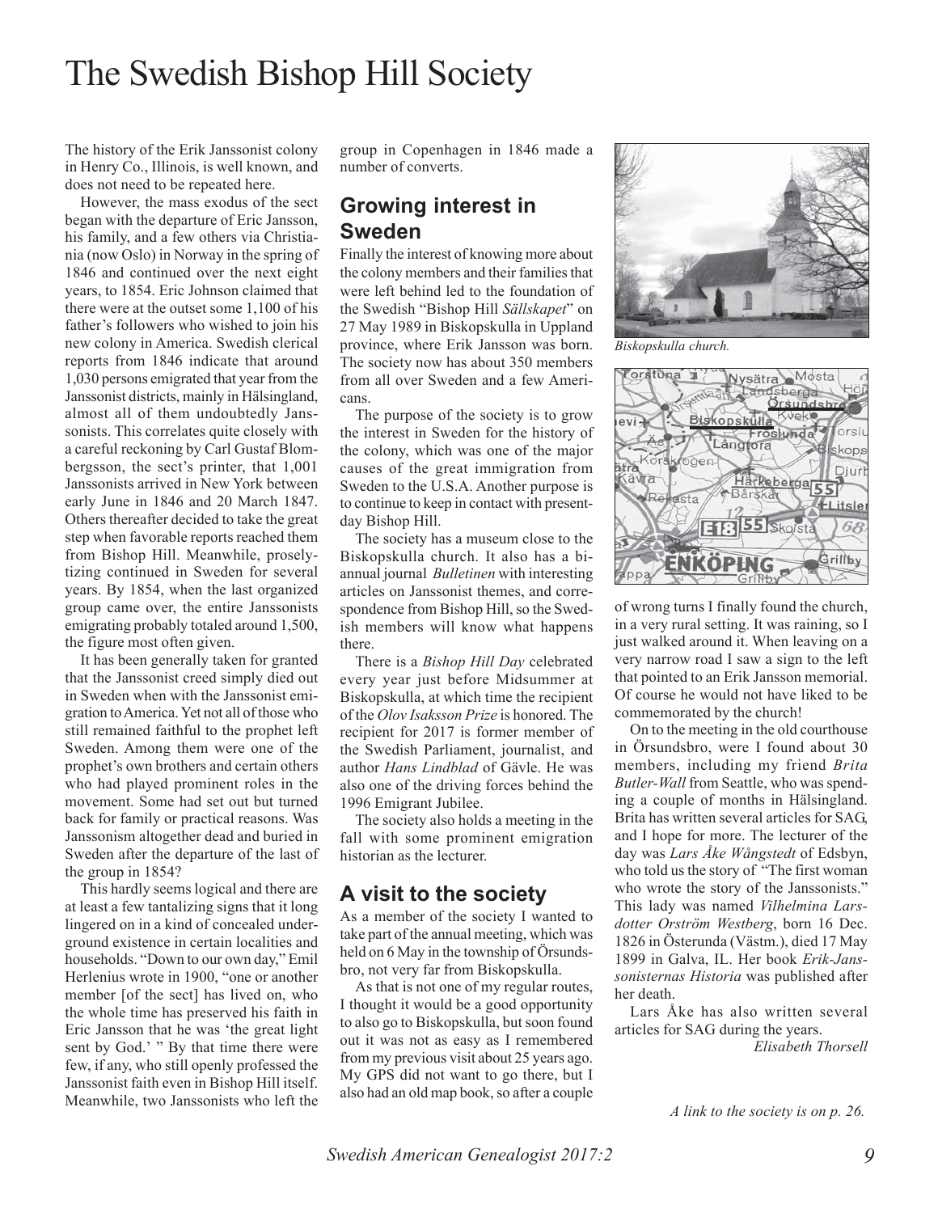# The Swedish Bishop Hill Society

The history of the Erik Janssonist colony in Henry Co., Illinois, is well known, and does not need to be repeated here.

However, the mass exodus of the sect began with the departure of Eric Jansson, his family, and a few others via Christiania (now Oslo) in Norway in the spring of 1846 and continued over the next eight years, to 1854. Eric Johnson claimed that there were at the outset some 1,100 of his father's followers who wished to join his new colony in America. Swedish clerical reports from 1846 indicate that around 1,030 persons emigrated that year from the Janssonist districts, mainly in Hälsingland, almost all of them undoubtedly Janssonists. This correlates quite closely with a careful reckoning by Carl Gustaf Blombergsson, the sect's printer, that 1,001 Janssonists arrived in New York between early June in 1846 and 20 March 1847. Others thereafter decided to take the great step when favorable reports reached them from Bishop Hill. Meanwhile, proselytizing continued in Sweden for several years. By 1854, when the last organized group came over, the entire Janssonists emigrating probably totaled around 1,500, the figure most often given.

It has been generally taken for granted that the Janssonist creed simply died out in Sweden when with the Janssonist emigration to America. Yet not all of those who still remained faithful to the prophet left Sweden. Among them were one of the prophet's own brothers and certain others who had played prominent roles in the movement. Some had set out but turned back for family or practical reasons. Was Janssonism altogether dead and buried in Sweden after the departure of the last of the group in 1854?

This hardly seems logical and there are at least a few tantalizing signs that it long lingered on in a kind of concealed underground existence in certain localities and households. "Down to our own day," Emil Herlenius wrote in 1900, "one or another member [of the sect] has lived on, who the whole time has preserved his faith in Eric Jansson that he was 'the great light sent by God.' " By that time there were few, if any, who still openly professed the Janssonist faith even in Bishop Hill itself. Meanwhile, two Janssonists who left the group in Copenhagen in 1846 made a number of converts.

## Growing interest in Sweden

Finally the interest of knowing more about the colony members and their families that were left behind led to the foundation of the Swedish "Bishop Hill *Sällskapet*" on 27 May 1989 in Biskopskulla in Uppland province, where Erik Jansson was born. The society now has about 350 members from all over Sweden and a few Americans.

The purpose of the society is to grow the interest in Sweden for the history of the colony, which was one of the major causes of the great immigration from Sweden to the U.S.A. Another purpose is to continue to keep in contact with present-day Bishop Hill.

The society has a museum close to the Biskopskulla church. It also has a biannual journal *Bulletinen* with interesting articles on Janssonist themes, and correspondence from Bishop Hill, so the Swedish members will know what happens there.

There is a *Bishop Hill Day* celebrated every year just before Midsummer at Biskopskulla, at which time the recipient of the *Olov Isaksson Prize* is honored. The recipient for 2017 is former member of the Swedish Parliament, journalist, and author *Hans Lindblad* of Gävle. He was also one of the driving forces behind the 1996 Emigrant Jubilee.

The society also holds a meeting in the fall with some prominent emigration historian as the lecturer.

## A visit to the society

As a member of the society I wanted to take part of the annual meeting, which was held on 6 May in the township of Örsundsbro, not very far from Biskopskulla.

As that is not one of my regular routes, I thought it would be a good opportunity to also go to Biskopskulla, but soon found out it was not as easy as I remembered from my previous visit about 25 years ago. My GPS did not want to go there, but I also had an old map book, so after a couple of wrong turns I finally found the church, in a very rural setting. It was raining, so I just walked around it. When leaving on a very narrow road I saw a sign to the left that pointed to an Erik Jansson memorial. Of course he would not have liked to be commemorated by the church!

*Biskopskulla church.*

On to the meeting in the old courthouse in Örsundsbro, were I found about 30 members, including my friend *Brita Butler-Wall* from Seattle, who was spending a couple of months in Hälsingland. Brita has written several articles for SAG, and I hope for more. The lecturer of the day was *Lars Åke Wångstedt* of Edsbyn, who told us the story of "The first woman who wrote the story of the Janssonists." This lady was named *Vilhelmina Larsdotter Orström Westberg*, born 16 Dec. 1826 in Österunda (Västm.), died 17 May 1899 in Galva, IL. Her book *Erik-Janssonisternas Historia* was published after her death.

Lars Åke has also written several articles for SAG during the years.

*Elisabeth Thorsell*

*A link to the society is on p. 26.*